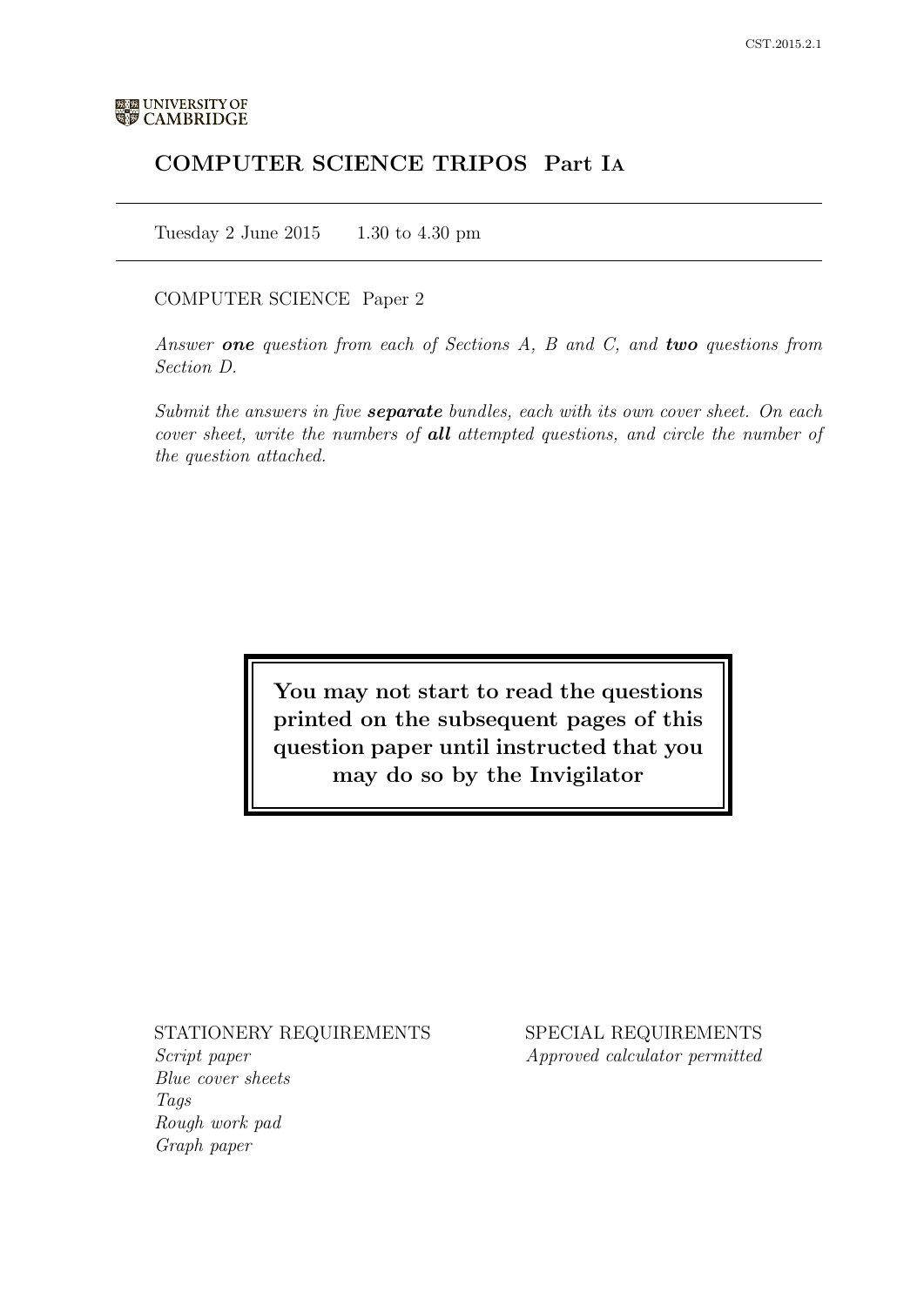UNIVERSITY OF CAMBRIDGE

# COMPUTER SCIENCE TRIPOS Part IA

Tuesday 2 June 2015 1.30 to 4.30 pm

COMPUTER SCIENCE Paper 2

*Answer **one** question from each of Sections A, B and C, and **two** questions from Section D.*

*Submit the answers in five **separate** bundles, each with its own cover sheet. On each cover sheet, write the numbers of **all** attempted questions, and circle the number of the question attached.*

**You may not start to read the questions printed on the subsequent pages of this question paper until instructed that you may do so by the Invigilator**

STATIONERY REQUIREMENTS

*Script paper*
*Blue cover sheets*
*Tags*
*Rough work pad*
*Graph paper*

SPECIAL REQUIREMENTS

*Approved calculator permitted*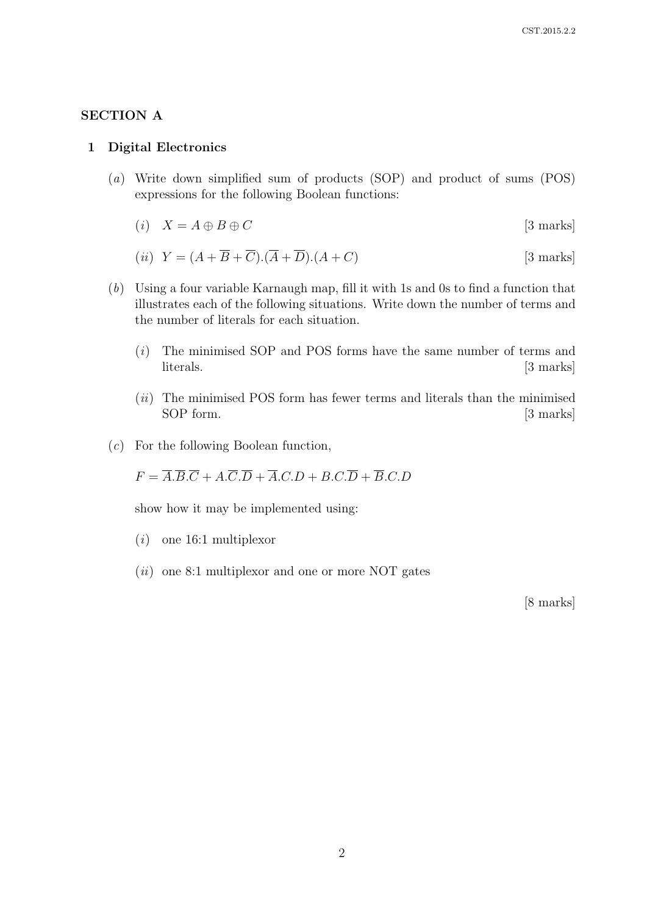## SECTION A

### 1 Digital Electronics

(*a*) Write down simplified sum of products (SOP) and product of sums (POS) expressions for the following Boolean functions:

(*i*) $X = A \oplus B \oplus C$ [3 marks]

(*ii*) $Y = (A + \overline{B} + \overline{C}).(\overline{A} + \overline{D}).(A + C)$ [3 marks]

(*b*) Using a four variable Karnaugh map, fill it with 1s and 0s to find a function that illustrates each of the following situations. Write down the number of terms and the number of literals for each situation.

(*i*) The minimised SOP and POS forms have the same number of terms and literals. [3 marks]

(*ii*) The minimised POS form has fewer terms and literals than the minimised SOP form. [3 marks]

(*c*) For the following Boolean function,

$F = \overline{A}.\overline{B}.\overline{C} + A.\overline{C}.\overline{D} + \overline{A}.C.D + B.C.\overline{D} + \overline{B}.C.D$

show how it may be implemented using:

(*i*) one 16:1 multiplexor

(*ii*) one 8:1 multiplexor and one or more NOT gates

[8 marks]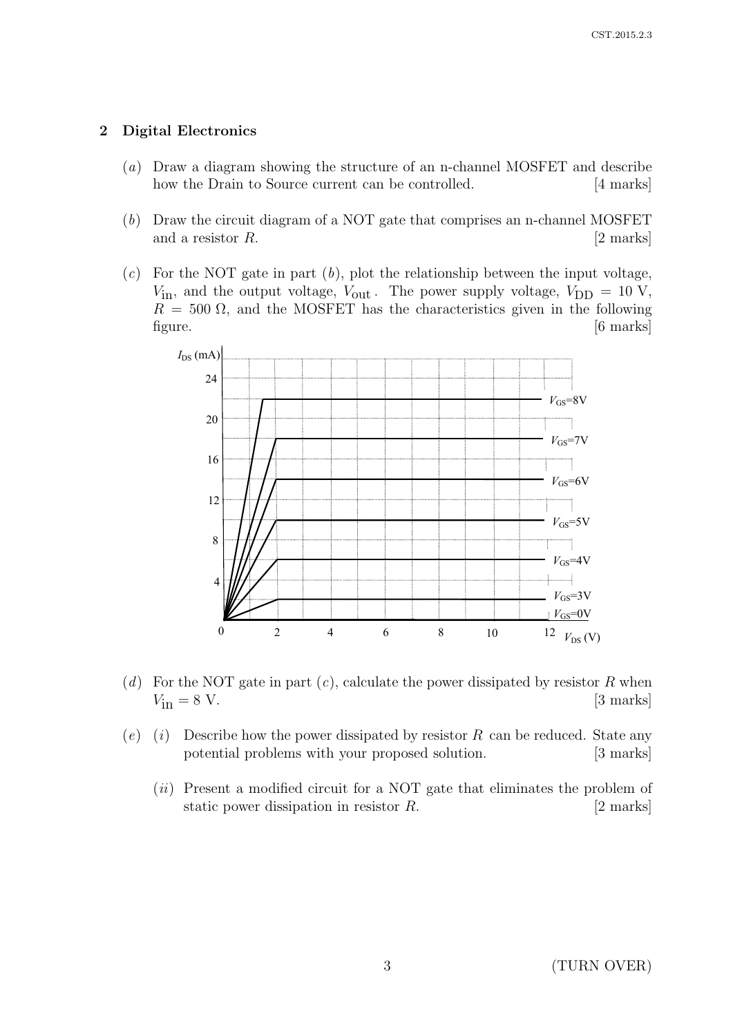## 2 Digital Electronics

(*a*) Draw a diagram showing the structure of an n-channel MOSFET and describe how the Drain to Source current can be controlled. [4 marks]

(*b*) Draw the circuit diagram of a NOT gate that comprises an n-channel MOSFET and a resistor $R$. [2 marks]

(*c*) For the NOT gate in part (*b*), plot the relationship between the input voltage, $V_{\text{in}}$, and the output voltage, $V_{\text{out}}$. The power supply voltage, $V_{\text{DD}} = 10$ V, $R = 500\ \Omega$, and the MOSFET has the characteristics given in the following figure. [6 marks]

(*d*) For the NOT gate in part (*c*), calculate the power dissipated by resistor $R$ when $V_{\text{in}} = 8$ V. [3 marks]

(*e*) (*i*) Describe how the power dissipated by resistor $R$ can be reduced. State any potential problems with your proposed solution. [3 marks]

(*ii*) Present a modified circuit for a NOT gate that eliminates the problem of static power dissipation in resistor $R$. [2 marks]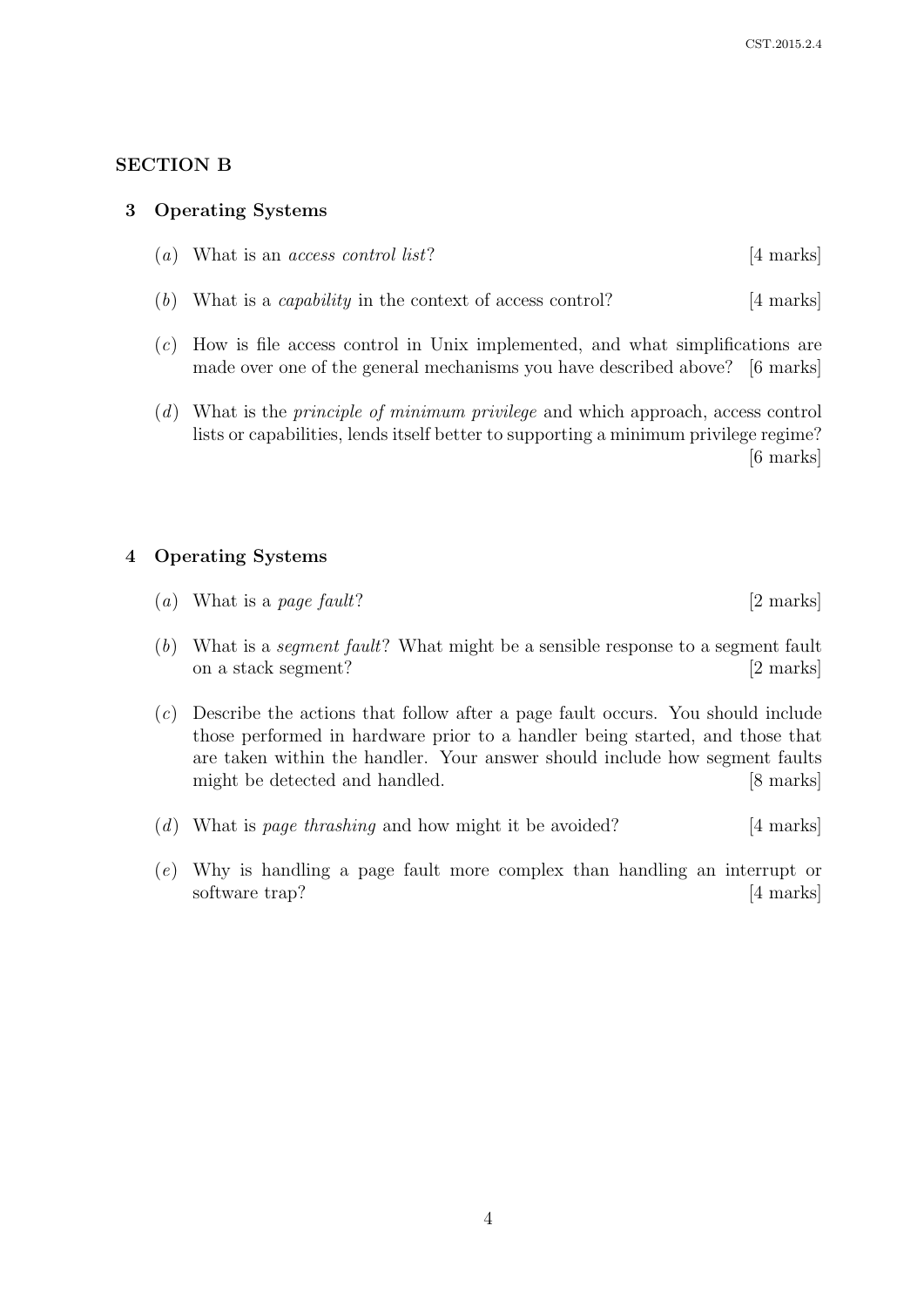## SECTION B

### 3 Operating Systems

(*a*) What is an *access control list*? [4 marks]

(*b*) What is a *capability* in the context of access control? [4 marks]

(*c*) How is file access control in Unix implemented, and what simplifications are made over one of the general mechanisms you have described above? [6 marks]

(*d*) What is the *principle of minimum privilege* and which approach, access control lists or capabilities, lends itself better to supporting a minimum privilege regime? [6 marks]

### 4 Operating Systems

(*a*) What is a *page fault*? [2 marks]

(*b*) What is a *segment fault*? What might be a sensible response to a segment fault on a stack segment? [2 marks]

(*c*) Describe the actions that follow after a page fault occurs. You should include those performed in hardware prior to a handler being started, and those that are taken within the handler. Your answer should include how segment faults might be detected and handled. [8 marks]

(*d*) What is *page thrashing* and how might it be avoided? [4 marks]

(*e*) Why is handling a page fault more complex than handling an interrupt or software trap? [4 marks]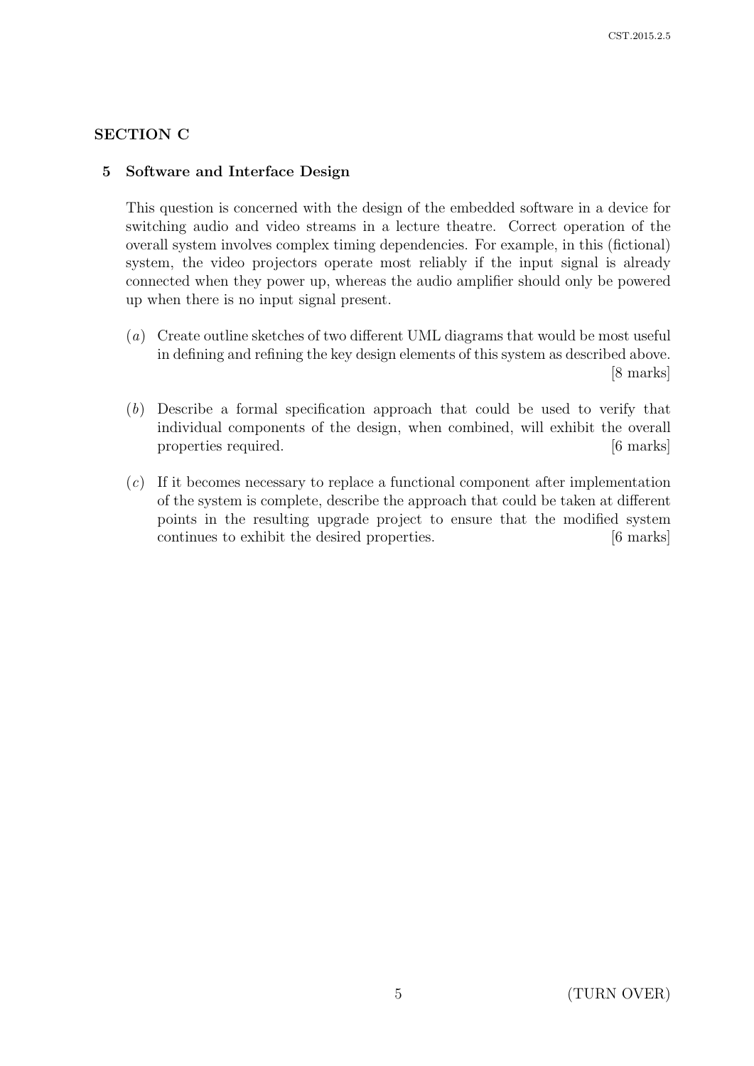## SECTION C

### 5 Software and Interface Design

This question is concerned with the design of the embedded software in a device for switching audio and video streams in a lecture theatre. Correct operation of the overall system involves complex timing dependencies. For example, in this (fictional) system, the video projectors operate most reliably if the input signal is already connected when they power up, whereas the audio amplifier should only be powered up when there is no input signal present.

(*a*) Create outline sketches of two different UML diagrams that would be most useful in defining and refining the key design elements of this system as described above. [8 marks]

(*b*) Describe a formal specification approach that could be used to verify that individual components of the design, when combined, will exhibit the overall properties required. [6 marks]

(*c*) If it becomes necessary to replace a functional component after implementation of the system is complete, describe the approach that could be taken at different points in the resulting upgrade project to ensure that the modified system continues to exhibit the desired properties. [6 marks]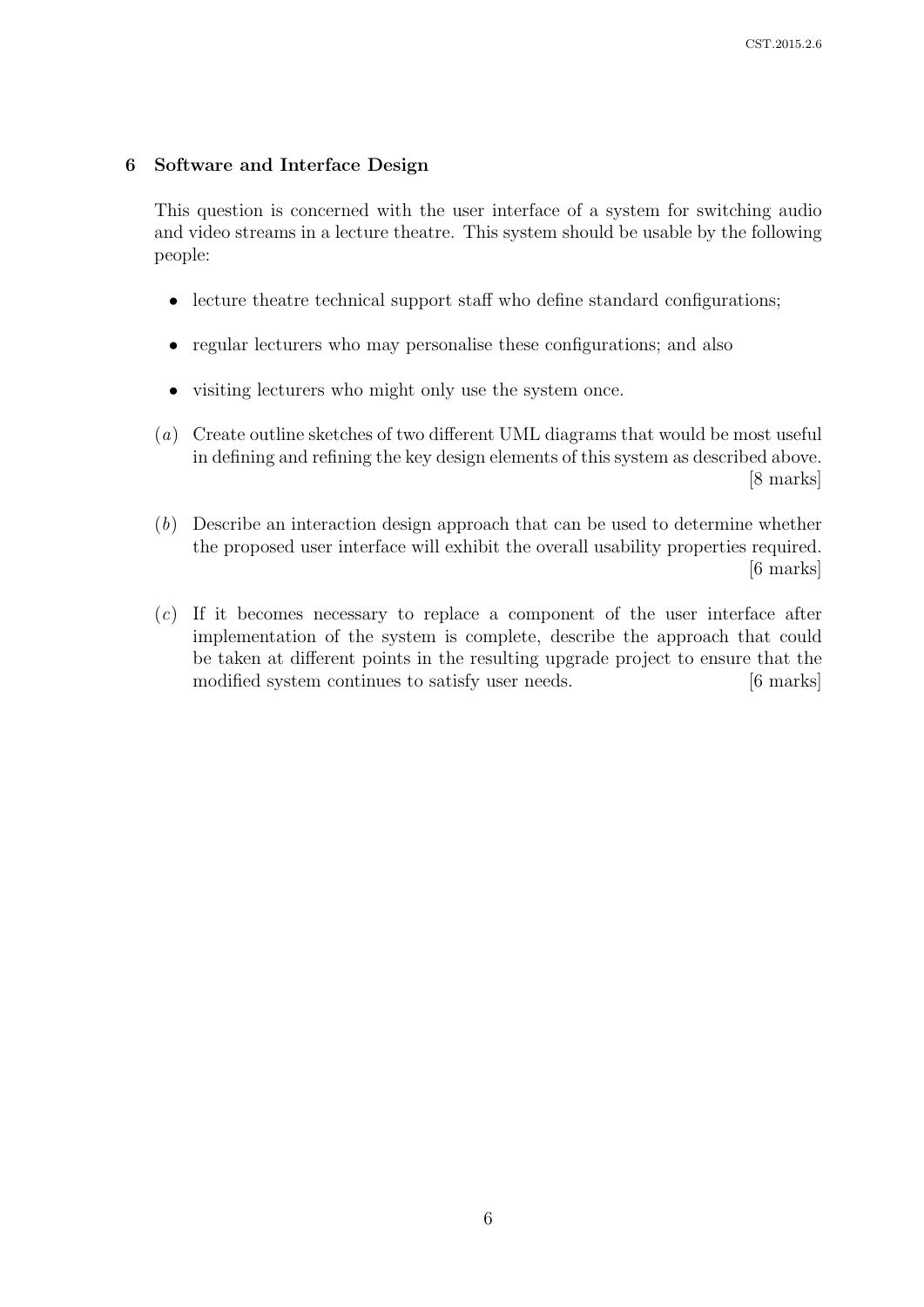## 6 Software and Interface Design

This question is concerned with the user interface of a system for switching audio and video streams in a lecture theatre. This system should be usable by the following people:

- lecture theatre technical support staff who define standard configurations;
- regular lecturers who may personalise these configurations; and also
- visiting lecturers who might only use the system once.

(*a*) Create outline sketches of two different UML diagrams that would be most useful in defining and refining the key design elements of this system as described above. [8 marks]

(*b*) Describe an interaction design approach that can be used to determine whether the proposed user interface will exhibit the overall usability properties required. [6 marks]

(*c*) If it becomes necessary to replace a component of the user interface after implementation of the system is complete, describe the approach that could be taken at different points in the resulting upgrade project to ensure that the modified system continues to satisfy user needs. [6 marks]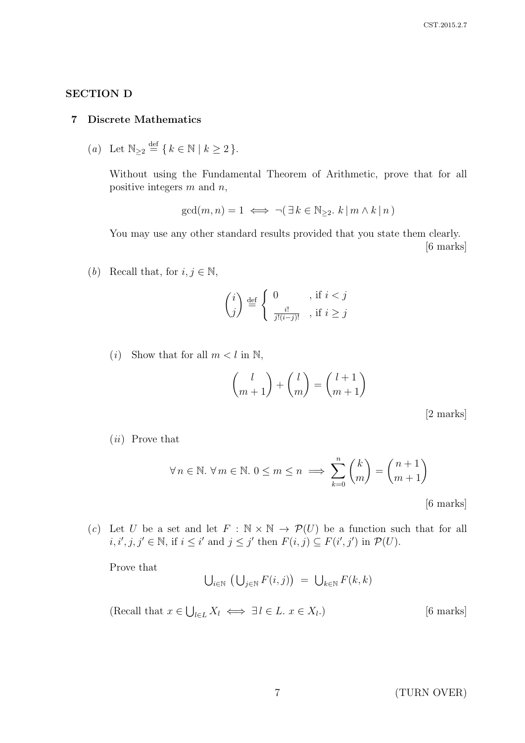## SECTION D

### 7 Discrete Mathematics

(*a*) Let $\mathbb{N}_{\geq 2} \stackrel{\text{def}}{=} \{ k \in \mathbb{N} \mid k \geq 2 \}$.

Without using the Fundamental Theorem of Arithmetic, prove that for all positive integers $m$ and $n$,

$$\gcd(m, n) = 1 \iff \neg( \exists\, k \in \mathbb{N}_{\geq 2}.\ k \mid m \wedge k \mid n )$$

You may use any other standard results provided that you state them clearly.

[6 marks]

(*b*) Recall that, for $i, j \in \mathbb{N}$,

$$\binom{i}{j} \stackrel{\text{def}}{=} \begin{cases} 0 & \text{, if } i < j \\ \frac{i!}{j!(i-j)!} & \text{, if } i \geq j \end{cases}$$

(*i*) Show that for all $m < l$ in $\mathbb{N}$,

$$\binom{l}{m+1} + \binom{l}{m} = \binom{l+1}{m+1}$$

[2 marks]

(*ii*) Prove that

$$\forall\, n \in \mathbb{N}.\ \forall\, m \in \mathbb{N}.\ 0 \leq m \leq n \implies \sum_{k=0}^{n} \binom{k}{m} = \binom{n+1}{m+1}$$

[6 marks]

(*c*) Let $U$ be a set and let $F : \mathbb{N} \times \mathbb{N} \to \mathcal{P}(U)$ be a function such that for all $i, i', j, j' \in \mathbb{N}$, if $i \leq i'$ and $j \leq j'$ then $F(i, j) \subseteq F(i', j')$ in $\mathcal{P}(U)$.

Prove that

$$\bigcup_{i \in \mathbb{N}} \left( \bigcup_{j \in \mathbb{N}} F(i, j) \right) = \bigcup_{k \in \mathbb{N}} F(k, k)$$

(Recall that $x \in \bigcup_{l \in L} X_l \iff \exists\, l \in L.\ x \in X_l$.)

[6 marks]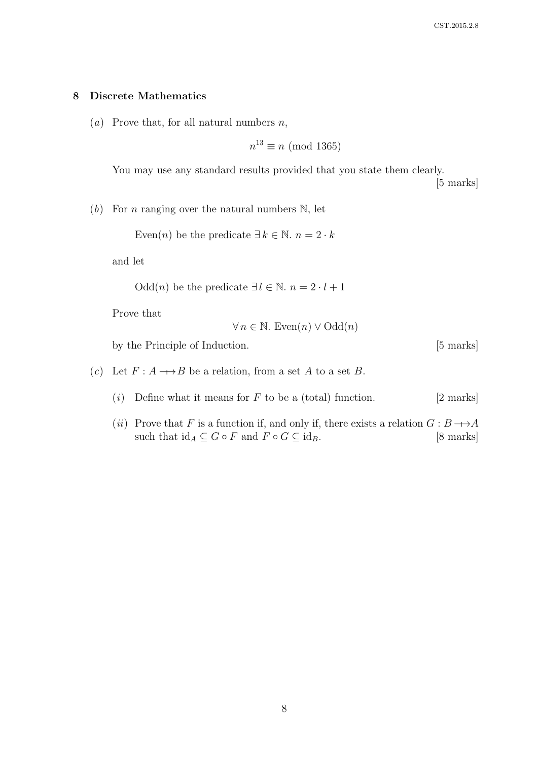## 8 Discrete Mathematics

(*a*) Prove that, for all natural numbers $n$,

$$n^{13} \equiv n \pmod{1365}$$

You may use any standard results provided that you state them clearly.

[5 marks]

(*b*) For $n$ ranging over the natural numbers $\mathbb{N}$, let

Even($n$) be the predicate $\exists\, k \in \mathbb{N}.\ n = 2 \cdot k$

and let

Odd($n$) be the predicate $\exists\, l \in \mathbb{N}.\ n = 2 \cdot l + 1$

Prove that

$$\forall\, n \in \mathbb{N}.\ \text{Even}(n) \vee \text{Odd}(n)$$

by the Principle of Induction.

[5 marks]

(*c*) Let $F : A \longrightarrow\!\!\!\!\!\!\!\!\!\!\;\;\;\; \mapsto B$ be a relation, from a set $A$ to a set $B$.

(*i*) Define what it means for $F$ to be a (total) function.

[2 marks]

(*ii*) Prove that $F$ is a function if, and only if, there exists a relation $G : B \longrightarrow\!\!\!\!\!\!\!\!\!\!\;\;\;\; \mapsto A$ such that $\text{id}_A \subseteq G \circ F$ and $F \circ G \subseteq \text{id}_B$.

[8 marks]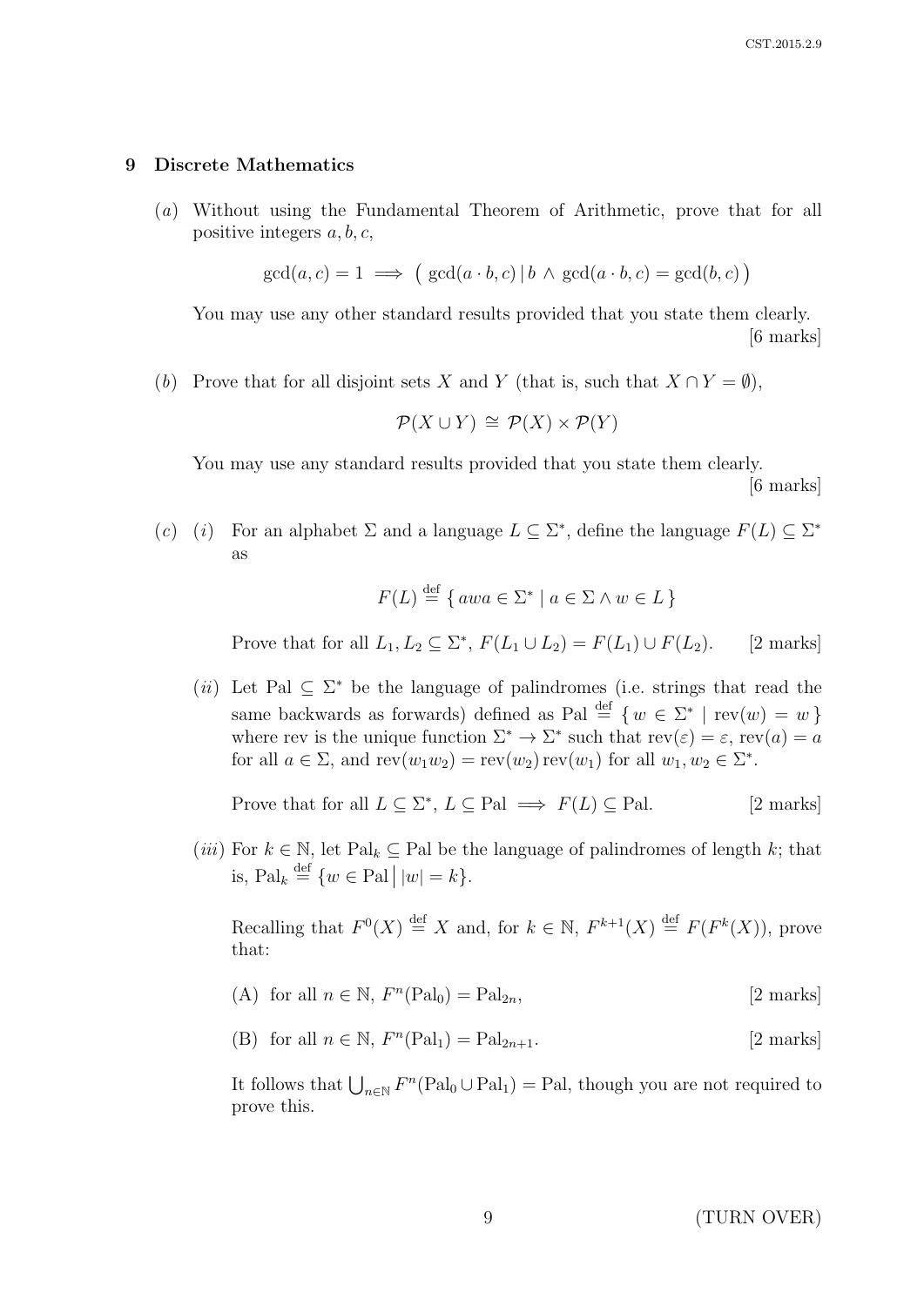## 9 Discrete Mathematics

(*a*) Without using the Fundamental Theorem of Arithmetic, prove that for all positive integers $a, b, c$,

$$\gcd(a, c) = 1 \implies \big(\gcd(a \cdot b, c) \,|\, b \wedge \gcd(a \cdot b, c) = \gcd(b, c)\big)$$

You may use any other standard results provided that you state them clearly. [6 marks]

(*b*) Prove that for all disjoint sets $X$ and $Y$ (that is, such that $X \cap Y = \emptyset$),

$$\mathcal{P}(X \cup Y) \cong \mathcal{P}(X) \times \mathcal{P}(Y)$$

You may use any standard results provided that you state them clearly. [6 marks]

(*c*) (*i*) For an alphabet $\Sigma$ and a language $L \subseteq \Sigma^*$, define the language $F(L) \subseteq \Sigma^*$ as

$$F(L) \stackrel{\text{def}}{=} \{\, awa \in \Sigma^* \mid a \in \Sigma \wedge w \in L \,\}$$

Prove that for all $L_1, L_2 \subseteq \Sigma^*$, $F(L_1 \cup L_2) = F(L_1) \cup F(L_2)$. [2 marks]

(*ii*) Let $\mathrm{Pal} \subseteq \Sigma^*$ be the language of palindromes (i.e. strings that read the same backwards as forwards) defined as $\mathrm{Pal} \stackrel{\text{def}}{=} \{\, w \in \Sigma^* \mid \mathrm{rev}(w) = w \,\}$ where rev is the unique function $\Sigma^* \to \Sigma^*$ such that $\mathrm{rev}(\varepsilon) = \varepsilon$, $\mathrm{rev}(a) = a$ for all $a \in \Sigma$, and $\mathrm{rev}(w_1 w_2) = \mathrm{rev}(w_2)\,\mathrm{rev}(w_1)$ for all $w_1, w_2 \in \Sigma^*$.

Prove that for all $L \subseteq \Sigma^*$, $L \subseteq \mathrm{Pal} \implies F(L) \subseteq \mathrm{Pal}$. [2 marks]

(*iii*) For $k \in \mathbb{N}$, let $\mathrm{Pal}_k \subseteq \mathrm{Pal}$ be the language of palindromes of length $k$; that is, $\mathrm{Pal}_k \stackrel{\text{def}}{=} \{w \in \mathrm{Pal} \,\big|\, |w| = k\}$.

Recalling that $F^0(X) \stackrel{\text{def}}{=} X$ and, for $k \in \mathbb{N}$, $F^{k+1}(X) \stackrel{\text{def}}{=} F(F^k(X))$, prove that:

(A) for all $n \in \mathbb{N}$, $F^n(\mathrm{Pal}_0) = \mathrm{Pal}_{2n}$, [2 marks]

(B) for all $n \in \mathbb{N}$, $F^n(\mathrm{Pal}_1) = \mathrm{Pal}_{2n+1}$. [2 marks]

It follows that $\bigcup_{n \in \mathbb{N}} F^n(\mathrm{Pal}_0 \cup \mathrm{Pal}_1) = \mathrm{Pal}$, though you are not required to prove this.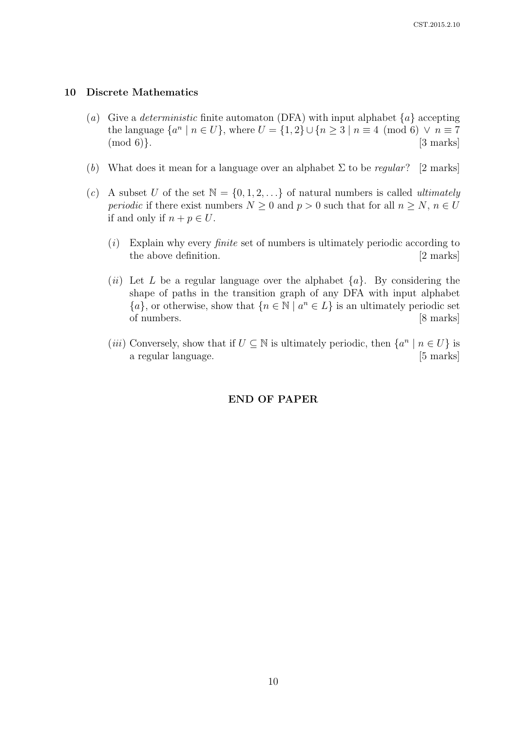## 10 Discrete Mathematics

(*a*) Give a *deterministic* finite automaton (DFA) with input alphabet $\{a\}$ accepting the language $\{a^n \mid n \in U\}$, where $U = \{1, 2\} \cup \{n \geq 3 \mid n \equiv 4 \pmod 6 \vee n \equiv 7 \pmod 6\}$. [3 marks]

(*b*) What does it mean for a language over an alphabet $\Sigma$ to be *regular*? [2 marks]

(*c*) A subset $U$ of the set $\mathbb{N} = \{0, 1, 2, \ldots\}$ of natural numbers is called *ultimately periodic* if there exist numbers $N \geq 0$ and $p > 0$ such that for all $n \geq N$, $n \in U$ if and only if $n + p \in U$.

(*i*) Explain why every *finite* set of numbers is ultimately periodic according to the above definition. [2 marks]

(*ii*) Let $L$ be a regular language over the alphabet $\{a\}$. By considering the shape of paths in the transition graph of any DFA with input alphabet $\{a\}$, or otherwise, show that $\{n \in \mathbb{N} \mid a^n \in L\}$ is an ultimately periodic set of numbers. [8 marks]

(*iii*) Conversely, show that if $U \subseteq \mathbb{N}$ is ultimately periodic, then $\{a^n \mid n \in U\}$ is a regular language. [5 marks]

**END OF PAPER**